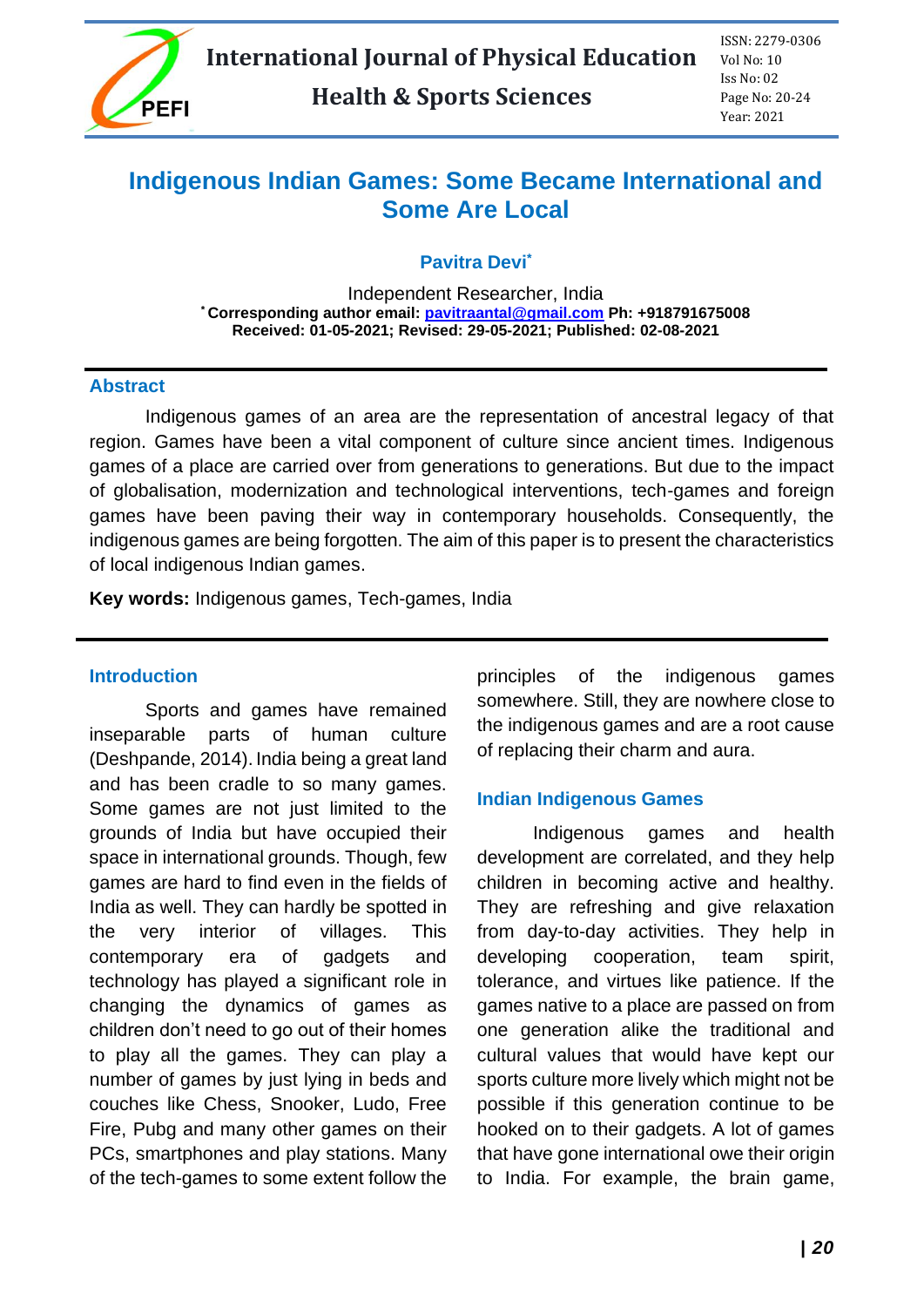# Indigenous Indian Games: Some Became International and Some Are Local

**Pavitra Devi***

Independent Researcher, India

***Corresponding author email: pavitraantal@gmail.com Ph: +918791675008**

**Received: 01-05-2021; Revised: 29-05-2021; Published: 02-08-2021**

## Abstract

Indigenous games of an area are the representation of ancestral legacy of that region. Games have been a vital component of culture since ancient times. Indigenous games of a place are carried over from generations to generations. But due to the impact of globalisation, modernization and technological interventions, tech-games and foreign games have been paving their way in contemporary households. Consequently, the indigenous games are being forgotten. The aim of this paper is to present the characteristics of local indigenous Indian games.

**Key words:** Indigenous games, Tech-games, India

## Introduction

Sports and games have remained inseparable parts of human culture (Deshpande, 2014). India being a great land and has been cradle to so many games. Some games are not just limited to the grounds of India but have occupied their space in international grounds. Though, few games are hard to find even in the fields of India as well. They can hardly be spotted in the very interior of villages. This contemporary era of gadgets and technology has played a significant role in changing the dynamics of games as children don't need to go out of their homes to play all the games. They can play a number of games by just lying in beds and couches like Chess, Snooker, Ludo, Free Fire, Pubg and many other games on their PCs, smartphones and play stations. Many of the tech-games to some extent follow the principles of the indigenous games somewhere. Still, they are nowhere close to the indigenous games and are a root cause of replacing their charm and aura.

## Indian Indigenous Games

Indigenous games and health development are correlated, and they help children in becoming active and healthy. They are refreshing and give relaxation from day-to-day activities. They help in developing cooperation, team spirit, tolerance, and virtues like patience. If the games native to a place are passed on from one generation alike the traditional and cultural values that would have kept our sports culture more lively which might not be possible if this generation continue to be hooked on to their gadgets. A lot of games that have gone international owe their origin to India. For example, the brain game,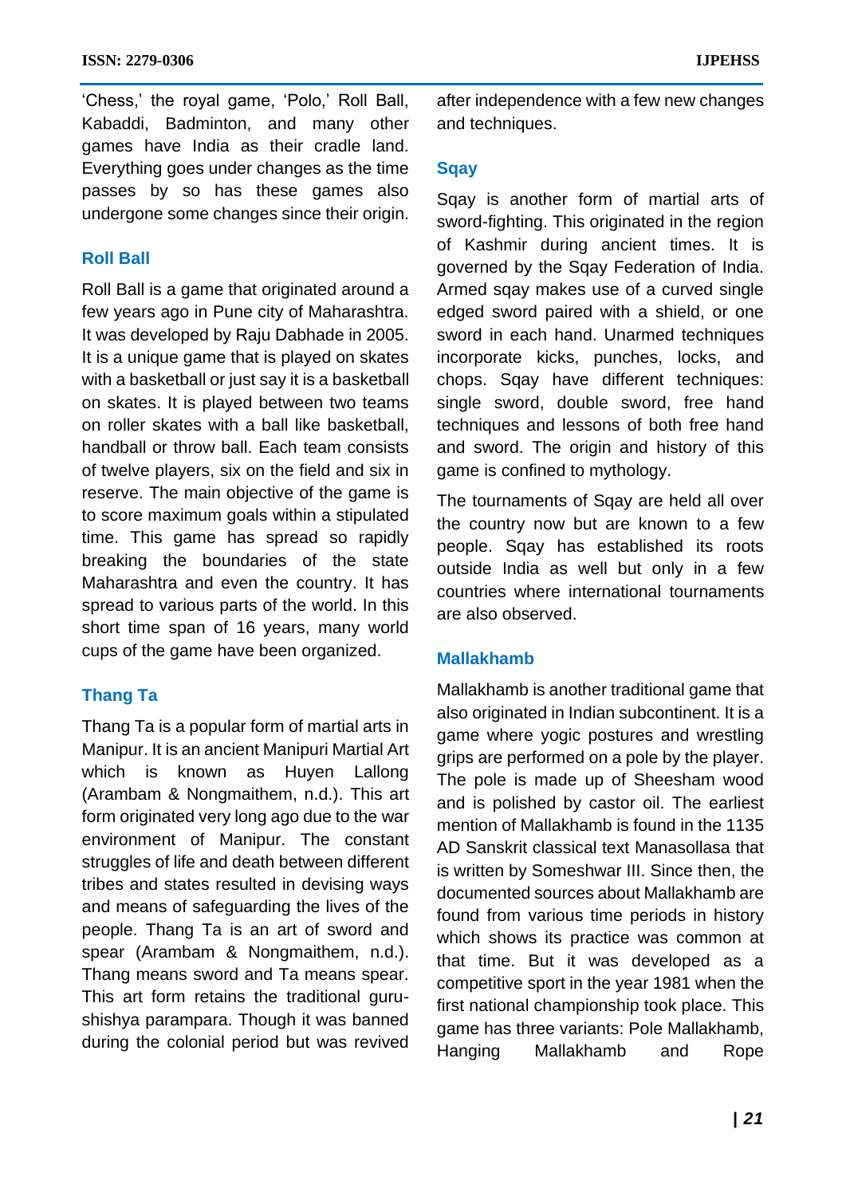'Chess,' the royal game, 'Polo,' Roll Ball, Kabaddi, Badminton, and many other games have India as their cradle land. Everything goes under changes as the time passes by so has these games also undergone some changes since their origin.

### Roll Ball

Roll Ball is a game that originated around a few years ago in Pune city of Maharashtra. It was developed by Raju Dabhade in 2005. It is a unique game that is played on skates with a basketball or just say it is a basketball on skates. It is played between two teams on roller skates with a ball like basketball, handball or throw ball. Each team consists of twelve players, six on the field and six in reserve. The main objective of the game is to score maximum goals within a stipulated time. This game has spread so rapidly breaking the boundaries of the state Maharashtra and even the country. It has spread to various parts of the world. In this short time span of 16 years, many world cups of the game have been organized.

### Thang Ta

Thang Ta is a popular form of martial arts in Manipur. It is an ancient Manipuri Martial Art which is known as Huyen Lallong (Arambam & Nongmaithem, n.d.). This art form originated very long ago due to the war environment of Manipur. The constant struggles of life and death between different tribes and states resulted in devising ways and means of safeguarding the lives of the people. Thang Ta is an art of sword and spear (Arambam & Nongmaithem, n.d.). Thang means sword and Ta means spear. This art form retains the traditional guru-shishya parampara. Though it was banned during the colonial period but was revived after independence with a few new changes and techniques.

### Sqay

Sqay is another form of martial arts of sword-fighting. This originated in the region of Kashmir during ancient times. It is governed by the Sqay Federation of India. Armed sqay makes use of a curved single edged sword paired with a shield, or one sword in each hand. Unarmed techniques incorporate kicks, punches, locks, and chops. Sqay have different techniques: single sword, double sword, free hand techniques and lessons of both free hand and sword. The origin and history of this game is confined to mythology.

The tournaments of Sqay are held all over the country now but are known to a few people. Sqay has established its roots outside India as well but only in a few countries where international tournaments are also observed.

### Mallakhamb

Mallakhamb is another traditional game that also originated in Indian subcontinent. It is a game where yogic postures and wrestling grips are performed on a pole by the player. The pole is made up of Sheesham wood and is polished by castor oil. The earliest mention of Mallakhamb is found in the 1135 AD Sanskrit classical text Manasollasa that is written by Someshwar III. Since then, the documented sources about Mallakhamb are found from various time periods in history which shows its practice was common at that time. But it was developed as a competitive sport in the year 1981 when the first national championship took place. This game has three variants: Pole Mallakhamb, Hanging Mallakhamb and Rope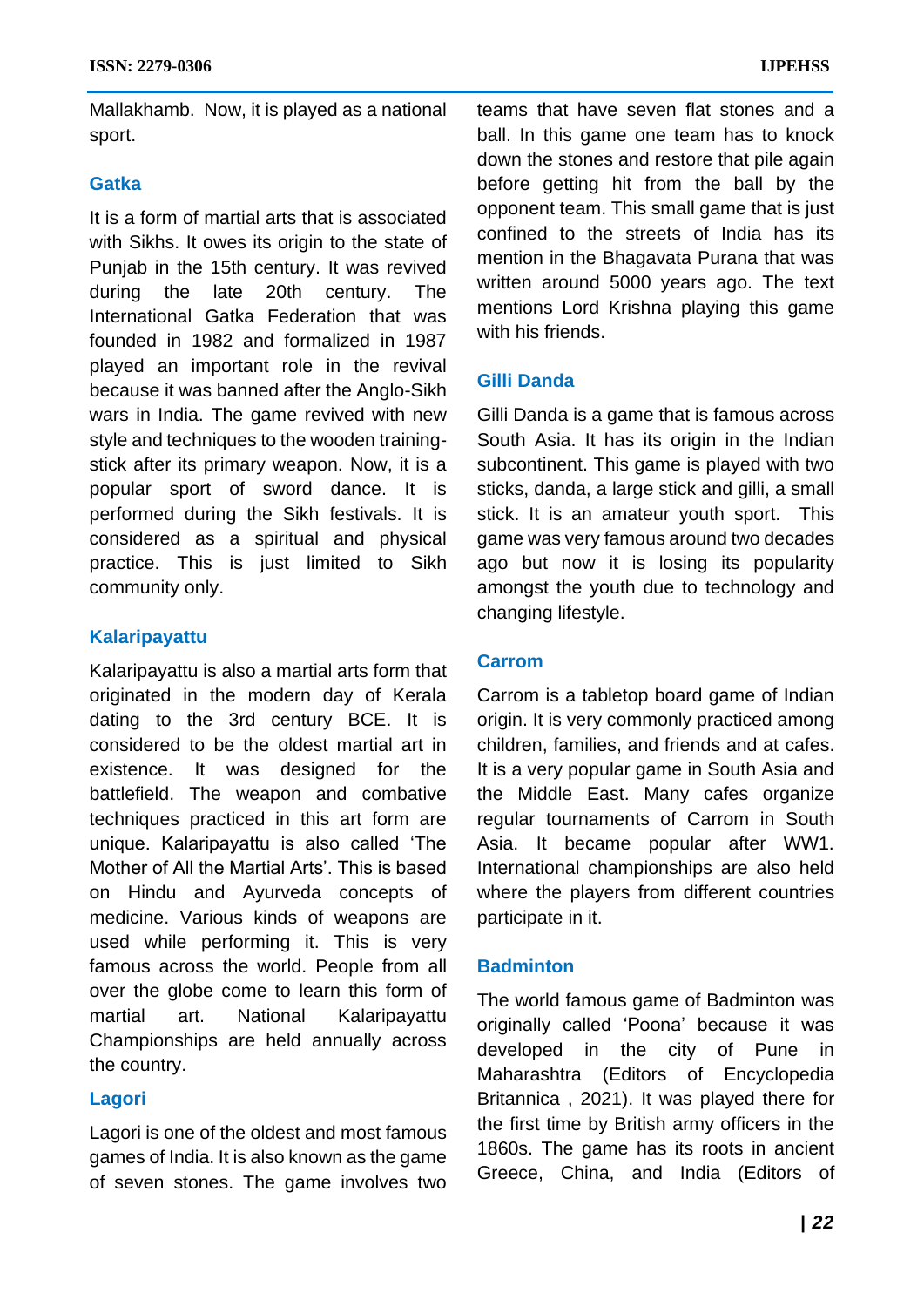Mallakhamb. Now, it is played as a national sport.

### Gatka

It is a form of martial arts that is associated with Sikhs. It owes its origin to the state of Punjab in the 15th century. It was revived during the late 20th century. The International Gatka Federation that was founded in 1982 and formalized in 1987 played an important role in the revival because it was banned after the Anglo-Sikh wars in India. The game revived with new style and techniques to the wooden training-stick after its primary weapon. Now, it is a popular sport of sword dance. It is performed during the Sikh festivals. It is considered as a spiritual and physical practice. This is just limited to Sikh community only.

### Kalaripayattu

Kalaripayattu is also a martial arts form that originated in the modern day of Kerala dating to the 3rd century BCE. It is considered to be the oldest martial art in existence. It was designed for the battlefield. The weapon and combative techniques practiced in this art form are unique. Kalaripayattu is also called 'The Mother of All the Martial Arts'. This is based on Hindu and Ayurveda concepts of medicine. Various kinds of weapons are used while performing it. This is very famous across the world. People from all over the globe come to learn this form of martial art. National Kalaripayattu Championships are held annually across the country.

### Lagori

Lagori is one of the oldest and most famous games of India. It is also known as the game of seven stones. The game involves two teams that have seven flat stones and a ball. In this game one team has to knock down the stones and restore that pile again before getting hit from the ball by the opponent team. This small game that is just confined to the streets of India has its mention in the Bhagavata Purana that was written around 5000 years ago. The text mentions Lord Krishna playing this game with his friends.

### Gilli Danda

Gilli Danda is a game that is famous across South Asia. It has its origin in the Indian subcontinent. This game is played with two sticks, danda, a large stick and gilli, a small stick. It is an amateur youth sport. This game was very famous around two decades ago but now it is losing its popularity amongst the youth due to technology and changing lifestyle.

### Carrom

Carrom is a tabletop board game of Indian origin. It is very commonly practiced among children, families, and friends and at cafes. It is a very popular game in South Asia and the Middle East. Many cafes organize regular tournaments of Carrom in South Asia. It became popular after WW1. International championships are also held where the players from different countries participate in it.

### Badminton

The world famous game of Badminton was originally called 'Poona' because it was developed in the city of Pune in Maharashtra (Editors of Encyclopedia Britannica , 2021). It was played there for the first time by British army officers in the 1860s. The game has its roots in ancient Greece, China, and India (Editors of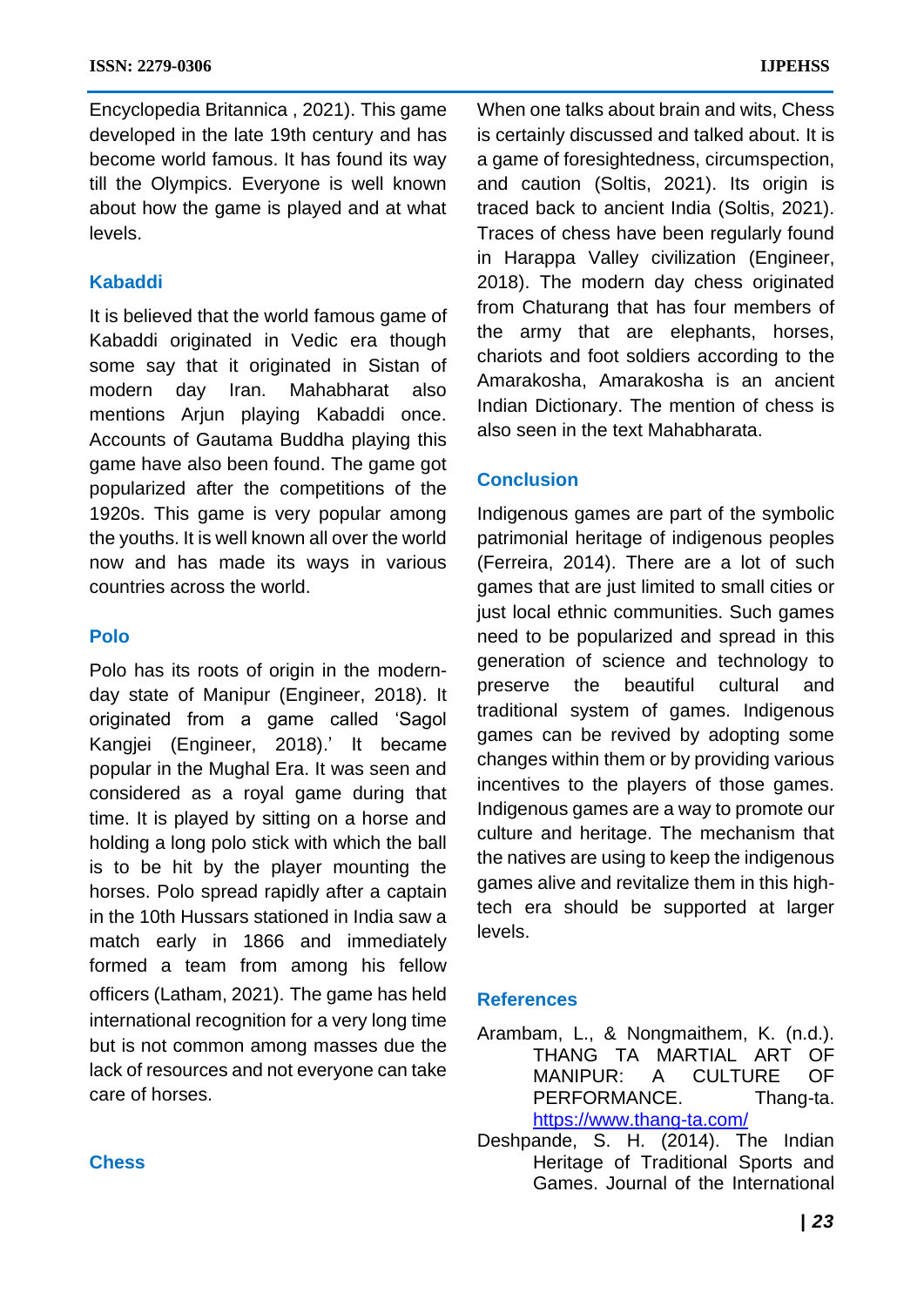Encyclopedia Britannica , 2021). This game developed in the late 19th century and has become world famous. It has found its way till the Olympics. Everyone is well known about how the game is played and at what levels.

### Kabaddi

It is believed that the world famous game of Kabaddi originated in Vedic era though some say that it originated in Sistan of modern day Iran. Mahabharat also mentions Arjun playing Kabaddi once. Accounts of Gautama Buddha playing this game have also been found. The game got popularized after the competitions of the 1920s. This game is very popular among the youths. It is well known all over the world now and has made its ways in various countries across the world.

### Polo

Polo has its roots of origin in the modern-day state of Manipur (Engineer, 2018). It originated from a game called 'Sagol Kangjei (Engineer, 2018).' It became popular in the Mughal Era. It was seen and considered as a royal game during that time. It is played by sitting on a horse and holding a long polo stick with which the ball is to be hit by the player mounting the horses. Polo spread rapidly after a captain in the 10th Hussars stationed in India saw a match early in 1866 and immediately formed a team from among his fellow officers (Latham, 2021). The game has held international recognition for a very long time but is not common among masses due the lack of resources and not everyone can take care of horses.

### Chess

When one talks about brain and wits, Chess is certainly discussed and talked about. It is a game of foresightedness, circumspection, and caution (Soltis, 2021). Its origin is traced back to ancient India (Soltis, 2021). Traces of chess have been regularly found in Harappa Valley civilization (Engineer, 2018). The modern day chess originated from Chaturang that has four members of the army that are elephants, horses, chariots and foot soldiers according to the Amarakosha, Amarakosha is an ancient Indian Dictionary. The mention of chess is also seen in the text Mahabharata.

### Conclusion

Indigenous games are part of the symbolic patrimonial heritage of indigenous peoples (Ferreira, 2014). There are a lot of such games that are just limited to small cities or just local ethnic communities. Such games need to be popularized and spread in this generation of science and technology to preserve the beautiful cultural and traditional system of games. Indigenous games can be revived by adopting some changes within them or by providing various incentives to the players of those games. Indigenous games are a way to promote our culture and heritage. The mechanism that the natives are using to keep the indigenous games alive and revitalize them in this high-tech era should be supported at larger levels.

### References

Arambam, L., & Nongmaithem, K. (n.d.). THANG TA MARTIAL ART OF MANIPUR: A CULTURE OF PERFORMANCE. Thang-ta. https://www.thang-ta.com/

Deshpande, S. H. (2014). The Indian Heritage of Traditional Sports and Games. Journal of the International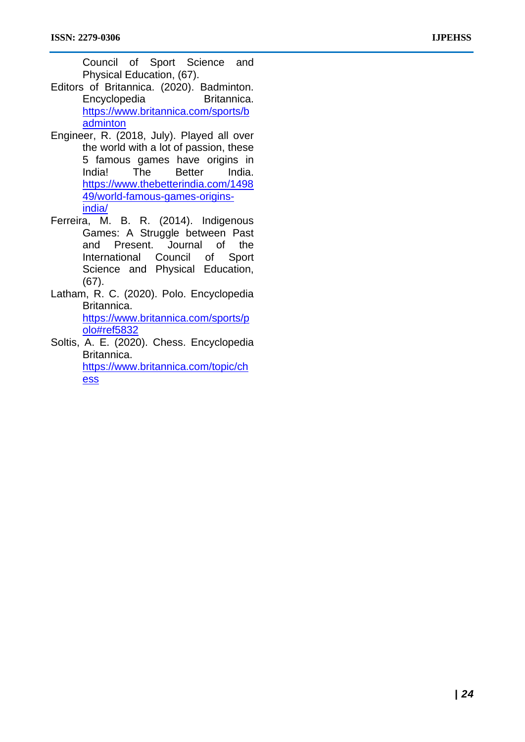Council of Sport Science and Physical Education, (67).

Editors of Britannica. (2020). Badminton. Encyclopedia Britannica. https://www.britannica.com/sports/badminton

Engineer, R. (2018, July). Played all over the world with a lot of passion, these 5 famous games have origins in India! The Better India. https://www.thebetterindia.com/149849/world-famous-games-origins-india/

Ferreira, M. B. R. (2014). Indigenous Games: A Struggle between Past and Present. Journal of the International Council of Sport Science and Physical Education, (67).

Latham, R. C. (2020). Polo. Encyclopedia Britannica. https://www.britannica.com/sports/polo#ref5832

Soltis, A. E. (2020). Chess. Encyclopedia Britannica. https://www.britannica.com/topic/chess